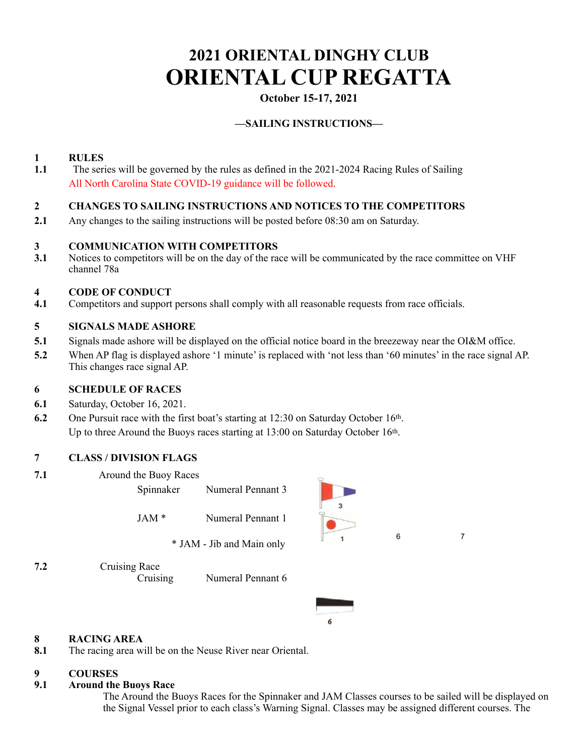# 2021 ORIENTAL DINGHY CLUB
# ORIENTAL CUP REGATTA

**October 15-17, 2021**

**—SAILING INSTRUCTIONS—**

## 1 RULES

**1.1** The series will be governed by the rules as defined in the 2021-2024 Racing Rules of Sailing
All North Carolina State COVID-19 guidance will be followed.

## 2 CHANGES TO SAILING INSTRUCTIONS AND NOTICES TO THE COMPETITORS

**2.1** Any changes to the sailing instructions will be posted before 08:30 am on Saturday.

## 3 COMMUNICATION WITH COMPETITORS

**3.1** Notices to competitors will be on the day of the race will be communicated by the race committee on VHF channel 78a

## 4 CODE OF CONDUCT

**4.1** Competitors and support persons shall comply with all reasonable requests from race officials.

## 5 SIGNALS MADE ASHORE

**5.1** Signals made ashore will be displayed on the official notice board in the breezeway near the OI&M office.

**5.2** When AP flag is displayed ashore '1 minute' is replaced with 'not less than '60 minutes' in the race signal AP. This changes race signal AP.

## 6 SCHEDULE OF RACES

**6.1** Saturday, October 16, 2021.

**6.2** One Pursuit race with the first boat's starting at 12:30 on Saturday October 16th.
Up to three Around the Buoys races starting at 13:00 on Saturday October 16th.

## 7 CLASS / DIVISION FLAGS

**7.1** Around the Buoy Races

| | |
|---|---|
| Spinnaker | Numeral Pennant 3 |
| JAM * | Numeral Pennant 1 |

\* JAM - Jib and Main only

**7.2** Cruising Race

| | |
|---|---|
| Cruising | Numeral Pennant 6 |

## 8 RACING AREA

**8.1** The racing area will be on the Neuse River near Oriental.

## 9 COURSES

**9.1 Around the Buoys Race**

The Around the Buoys Races for the Spinnaker and JAM Classes courses to be sailed will be displayed on the Signal Vessel prior to each class's Warning Signal. Classes may be assigned different courses. The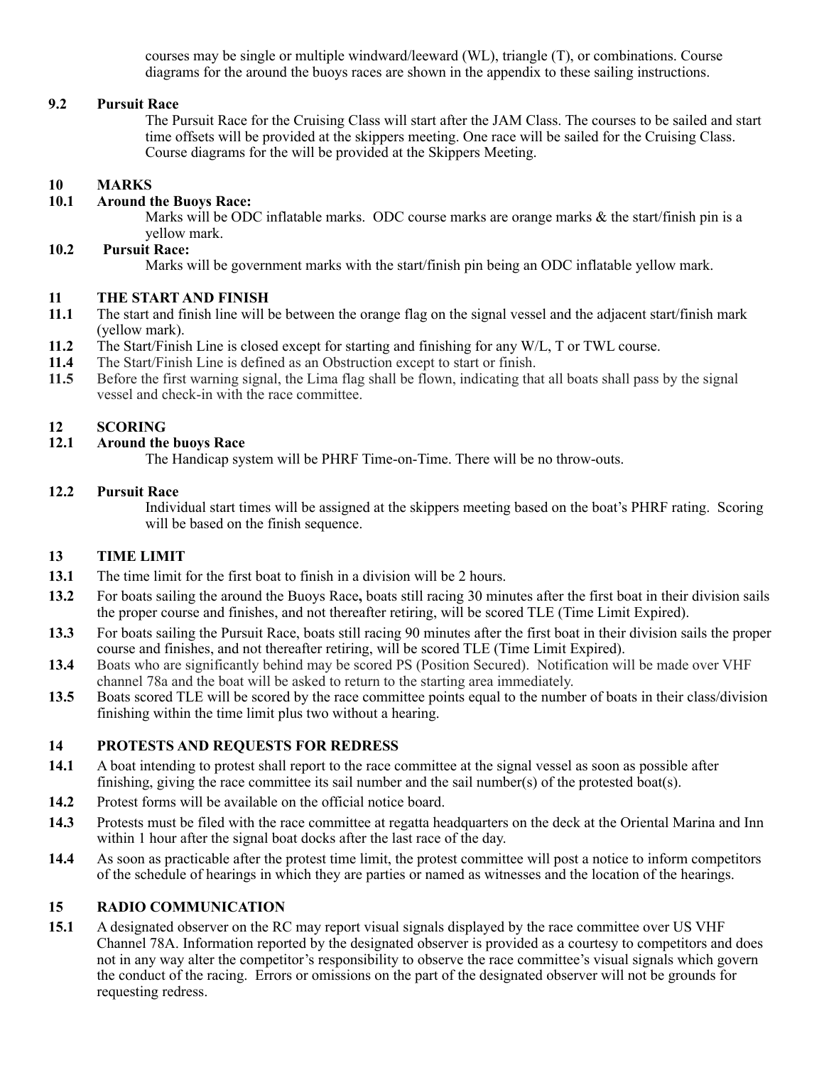courses may be single or multiple windward/leeward (WL), triangle (T), or combinations. Course diagrams for the around the buoys races are shown in the appendix to these sailing instructions.

**9.2 Pursuit Race**

The Pursuit Race for the Cruising Class will start after the JAM Class. The courses to be sailed and start time offsets will be provided at the skippers meeting. One race will be sailed for the Cruising Class. Course diagrams for the will be provided at the Skippers Meeting.

## 10 MARKS

**10.1 Around the Buoys Race:**

Marks will be ODC inflatable marks. ODC course marks are orange marks & the start/finish pin is a yellow mark.

**10.2 Pursuit Race:**

Marks will be government marks with the start/finish pin being an ODC inflatable yellow mark.

## 11 THE START AND FINISH

**11.1** The start and finish line will be between the orange flag on the signal vessel and the adjacent start/finish mark (yellow mark).

**11.2** The Start/Finish Line is closed except for starting and finishing for any W/L, T or TWL course.

**11.4** The Start/Finish Line is defined as an Obstruction except to start or finish.

**11.5** Before the first warning signal, the Lima flag shall be flown, indicating that all boats shall pass by the signal vessel and check-in with the race committee.

## 12 SCORING

**12.1 Around the buoys Race**

The Handicap system will be PHRF Time-on-Time. There will be no throw-outs.

**12.2 Pursuit Race**

Individual start times will be assigned at the skippers meeting based on the boat's PHRF rating. Scoring will be based on the finish sequence.

## 13 TIME LIMIT

**13.1** The time limit for the first boat to finish in a division will be 2 hours.

**13.2** For boats sailing the around the Buoys Race**,** boats still racing 30 minutes after the first boat in their division sails the proper course and finishes, and not thereafter retiring, will be scored TLE (Time Limit Expired).

**13.3** For boats sailing the Pursuit Race, boats still racing 90 minutes after the first boat in their division sails the proper course and finishes, and not thereafter retiring, will be scored TLE (Time Limit Expired).

**13.4** Boats who are significantly behind may be scored PS (Position Secured). Notification will be made over VHF channel 78a and the boat will be asked to return to the starting area immediately.

**13.5** Boats scored TLE will be scored by the race committee points equal to the number of boats in their class/division finishing within the time limit plus two without a hearing.

## 14 PROTESTS AND REQUESTS FOR REDRESS

**14.1** A boat intending to protest shall report to the race committee at the signal vessel as soon as possible after finishing, giving the race committee its sail number and the sail number(s) of the protested boat(s).

**14.2** Protest forms will be available on the official notice board.

**14.3** Protests must be filed with the race committee at regatta headquarters on the deck at the Oriental Marina and Inn within 1 hour after the signal boat docks after the last race of the day.

**14.4** As soon as practicable after the protest time limit, the protest committee will post a notice to inform competitors of the schedule of hearings in which they are parties or named as witnesses and the location of the hearings.

## 15 RADIO COMMUNICATION

**15.1** A designated observer on the RC may report visual signals displayed by the race committee over US VHF Channel 78A. Information reported by the designated observer is provided as a courtesy to competitors and does not in any way alter the competitor's responsibility to observe the race committee's visual signals which govern the conduct of the racing. Errors or omissions on the part of the designated observer will not be grounds for requesting redress.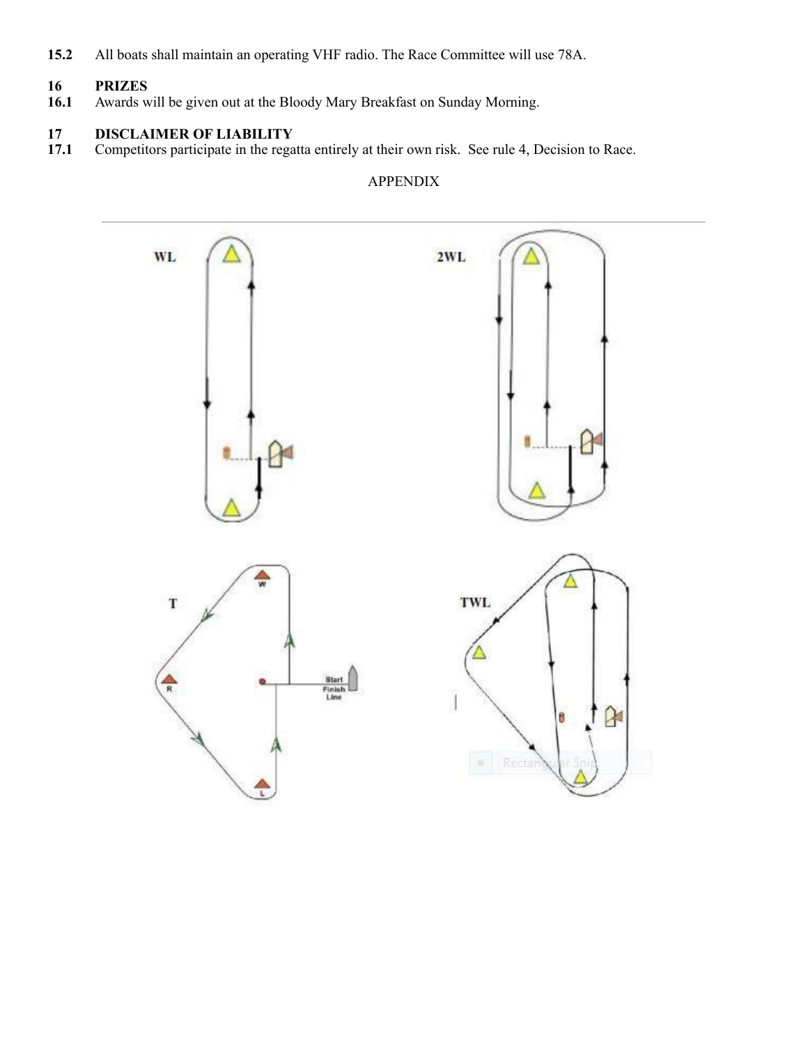**15.2** All boats shall maintain an operating VHF radio. The Race Committee will use 78A.

## 16 PRIZES

**16.1** Awards will be given out at the Bloody Mary Breakfast on Sunday Morning.

## 17 DISCLAIMER OF LIABILITY

**17.1** Competitors participate in the regatta entirely at their own risk. See rule 4, Decision to Race.

APPENDIX

WL

2WL

T

TWL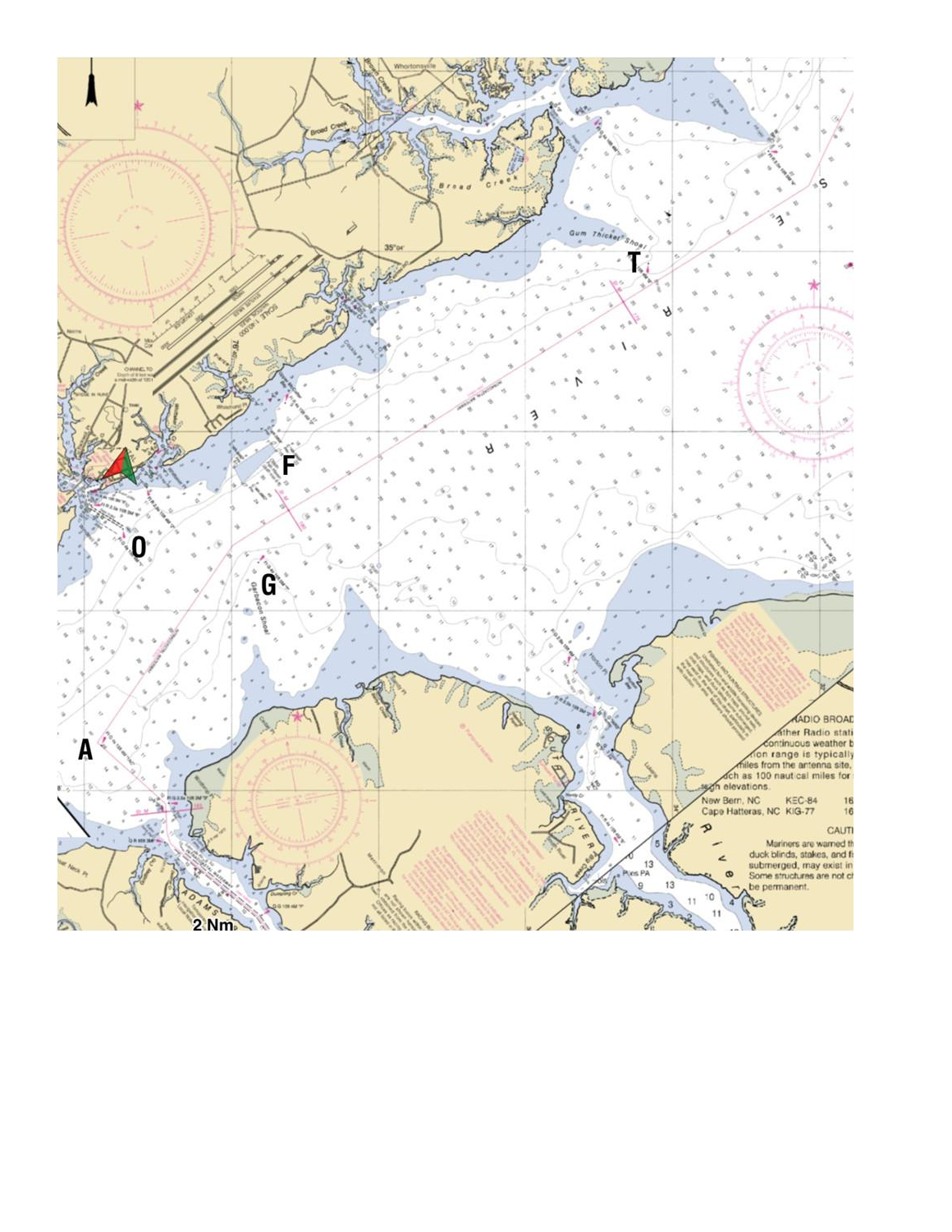Whortonsville

Broad Creek

Gum Thicket Shoal

T

F

O

G

Garbacon Shoal

A

2 Nm

RADIO BROAD

ather Radio stati

continuous weather b

tion range is typically

miles from the antenna site,

ch as 100 nautical miles for

gh elevations.

New Bern, NC KEC-84 16

Cape Hatteras, NC KIG-77 16

CAUTI

Mariners are warned th

duck blinds, stakes, and fi

submerged, may exist in

Some structures are not ch

be permanent.